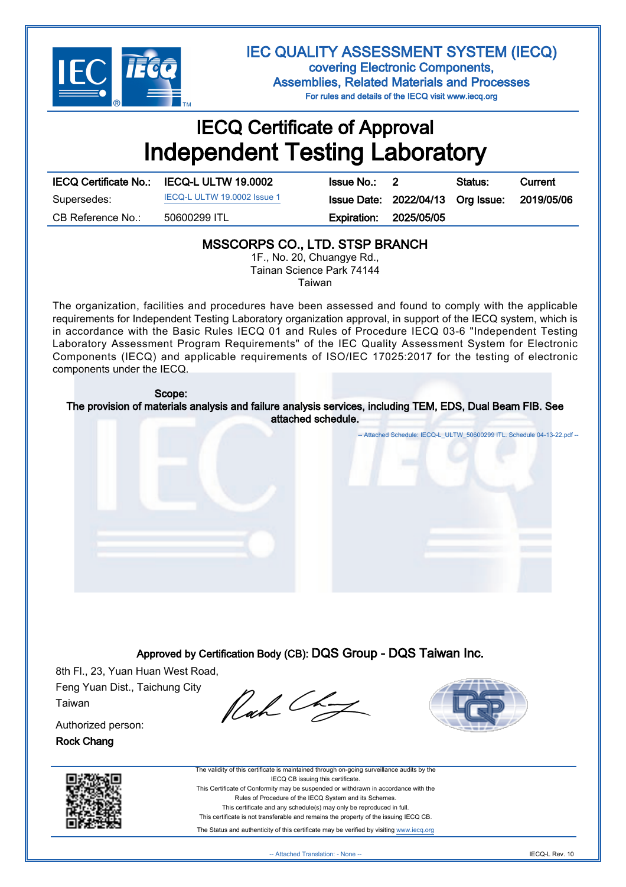# IEC QUALITY ASSESSMENT SYSTEM (IECQ)

covering Electronic Components, Assemblies, Related Materials and Processes

For rules and details of the IECQ visit www.iecq.org

# IECQ Certificate of Approval

# Independent Testing Laboratory

| IECQ Certificate No.: | IECQ-L ULTW 19.0002 | Issue No.: | 2 | Status: | Current |
|---|---|---|---|---|---|
| Supersedes: | IECQ-L ULTW 19.0002 Issue 1 | Issue Date: | 2022/04/13 | Org Issue: | 2019/05/06 |
| CB Reference No.: | 50600299 ITL | Expiration: | 2025/05/05 | | |

## MSSCORPS CO., LTD. STSP BRANCH

1F., No. 20, Chuangye Rd.,
Tainan Science Park 74144
Taiwan

The organization, facilities and procedures have been assessed and found to comply with the applicable requirements for Independent Testing Laboratory organization approval, in support of the IECQ system, which is in accordance with the Basic Rules IECQ 01 and Rules of Procedure IECQ 03-6 "Independent Testing Laboratory Assessment Program Requirements" of the IEC Quality Assessment System for Electronic Components (IECQ) and applicable requirements of ISO/IEC 17025:2017 for the testing of electronic components under the IECQ.

**Scope:**

**The provision of materials analysis and failure analysis services, including TEM, EDS, Dual Beam FIB. See attached schedule.**

-- Attached Schedule: IECQ-L_ULTW_50600299 ITL. Schedule 04-13-22.pdf --

**Approved by Certification Body (CB): DQS Group - DQS Taiwan Inc.**

8th Fl., 23, Yuan Huan West Road,
Feng Yuan Dist., Taichung City
Taiwan

Authorized person:
**Rock Chang**

The validity of this certificate is maintained through on-going surveillance audits by the IECQ CB issuing this certificate.
This Certificate of Conformity may be suspended or withdrawn in accordance with the Rules of Procedure of the IECQ System and its Schemes.
This certificate and any schedule(s) may only be reproduced in full.
This certificate is not transferable and remains the property of the issuing IECQ CB.
The Status and authenticity of this certificate may be verified by visiting www.iecq.org

-- Attached Translation: - None --

IECQ-L Rev. 10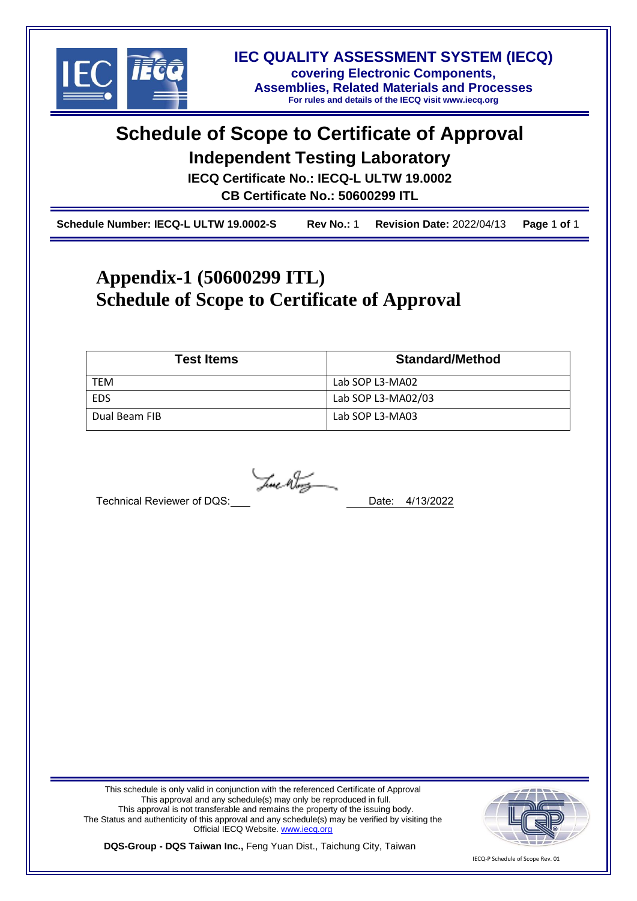**IEC QUALITY ASSESSMENT SYSTEM (IECQ)**
**covering Electronic Components, Assemblies, Related Materials and Processes**
**For rules and details of the IECQ visit www.iecq.org**

# Schedule of Scope to Certificate of Approval

## Independent Testing Laboratory

**IECQ Certificate No.: IECQ-L ULTW 19.0002**

**CB Certificate No.: 50600299 ITL**

**Schedule Number: IECQ-L ULTW 19.0002-S** **Rev No.:** 1 **Revision Date:** 2022/04/13 **Page** 1 **of** 1

# Appendix-1 (50600299 ITL)
# Schedule of Scope to Certificate of Approval

| Test Items | Standard/Method |
|---|---|
| TEM | Lab SOP L3-MA02 |
| EDS | Lab SOP L3-MA02/03 |
| Dual Beam FIB | Lab SOP L3-MA03 |

Technical Reviewer of DQS: ____ Date: 4/13/2022

This schedule is only valid in conjunction with the referenced Certificate of Approval
This approval and any schedule(s) may only be reproduced in full.
This approval is not transferable and remains the property of the issuing body.
The Status and authenticity of this approval and any schedule(s) may be verified by visiting the Official IECQ Website. www.iecq.org

**DQS-Group - DQS Taiwan Inc.,** Feng Yuan Dist., Taichung City, Taiwan

IECQ-P Schedule of Scope Rev. 01